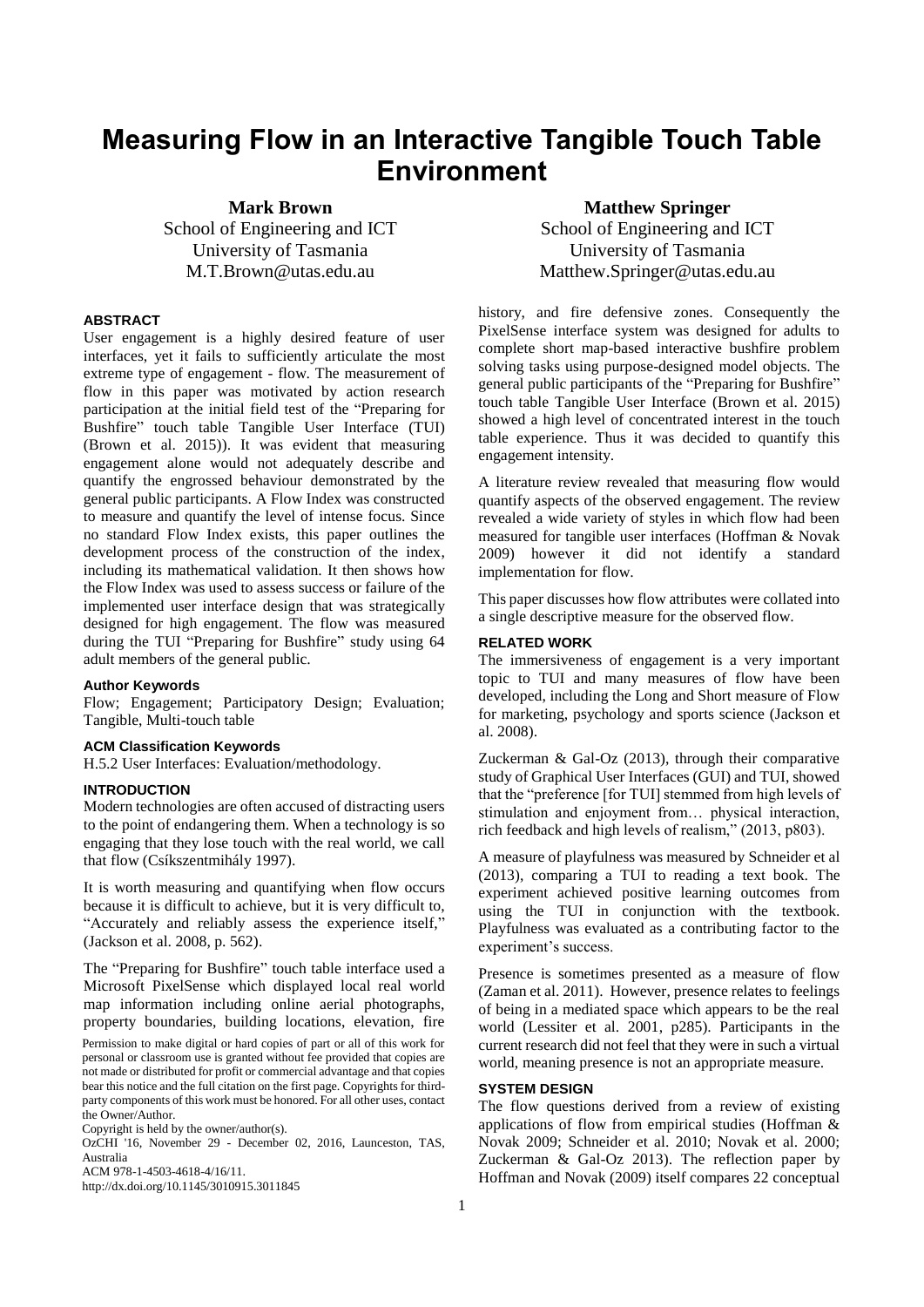# Measuring Flow in an Interactive Tangible Touch Table Environment

**Mark Brown**
School of Engineering and ICT
University of Tasmania
M.T.Brown@utas.edu.au

**Matthew Springer**
School of Engineering and ICT
University of Tasmania
Matthew.Springer@utas.edu.au

### ABSTRACT

User engagement is a highly desired feature of user interfaces, yet it fails to sufficiently articulate the most extreme type of engagement - flow. The measurement of flow in this paper was motivated by action research participation at the initial field test of the "Preparing for Bushfire" touch table Tangible User Interface (TUI) (Brown et al. 2015)). It was evident that measuring engagement alone would not adequately describe and quantify the engrossed behaviour demonstrated by the general public participants. A Flow Index was constructed to measure and quantify the level of intense focus. Since no standard Flow Index exists, this paper outlines the development process of the construction of the index, including its mathematical validation. It then shows how the Flow Index was used to assess success or failure of the implemented user interface design that was strategically designed for high engagement. The flow was measured during the TUI "Preparing for Bushfire" study using 64 adult members of the general public.

#### Author Keywords

Flow; Engagement; Participatory Design; Evaluation; Tangible, Multi-touch table

#### ACM Classification Keywords

H.5.2 User Interfaces: Evaluation/methodology.

### INTRODUCTION

Modern technologies are often accused of distracting users to the point of endangering them. When a technology is so engaging that they lose touch with the real world, we call that flow (Csíkszentmihály 1997).

It is worth measuring and quantifying when flow occurs because it is difficult to achieve, but it is very difficult to, "Accurately and reliably assess the experience itself," (Jackson et al. 2008, p. 562).

The "Preparing for Bushfire" touch table interface used a Microsoft PixelSense which displayed local real world map information including online aerial photographs, property boundaries, building locations, elevation, fire history, and fire defensive zones. Consequently the PixelSense interface system was designed for adults to complete short map-based interactive bushfire problem solving tasks using purpose-designed model objects. The general public participants of the "Preparing for Bushfire" touch table Tangible User Interface (Brown et al. 2015) showed a high level of concentrated interest in the touch table experience. Thus it was decided to quantify this engagement intensity.

A literature review revealed that measuring flow would quantify aspects of the observed engagement. The review revealed a wide variety of styles in which flow had been measured for tangible user interfaces (Hoffman & Novak 2009) however it did not identify a standard implementation for flow.

This paper discusses how flow attributes were collated into a single descriptive measure for the observed flow.

Permission to make digital or hard copies of part or all of this work for personal or classroom use is granted without fee provided that copies are not made or distributed for profit or commercial advantage and that copies bear this notice and the full citation on the first page. Copyrights for third-party components of this work must be honored. For all other uses, contact the Owner/Author.

Copyright is held by the owner/author(s).

OzCHI '16, November 29 - December 02, 2016, Launceston, TAS, Australia

ACM 978-1-4503-4618-4/16/11.

http://dx.doi.org/10.1145/3010915.3011845

### RELATED WORK

The immersiveness of engagement is a very important topic to TUI and many measures of flow have been developed, including the Long and Short measure of Flow for marketing, psychology and sports science (Jackson et al. 2008).

Zuckerman & Gal-Oz (2013), through their comparative study of Graphical User Interfaces (GUI) and TUI, showed that the "preference [for TUI] stemmed from high levels of stimulation and enjoyment from… physical interaction, rich feedback and high levels of realism," (2013, p803).

A measure of playfulness was measured by Schneider et al (2013), comparing a TUI to reading a text book. The experiment achieved positive learning outcomes from using the TUI in conjunction with the textbook. Playfulness was evaluated as a contributing factor to the experiment's success.

Presence is sometimes presented as a measure of flow (Zaman et al. 2011). However, presence relates to feelings of being in a mediated space which appears to be the real world (Lessiter et al. 2001, p285). Participants in the current research did not feel that they were in such a virtual world, meaning presence is not an appropriate measure.

### SYSTEM DESIGN

The flow questions derived from a review of existing applications of flow from empirical studies (Hoffman & Novak 2009; Schneider et al. 2010; Novak et al. 2000; Zuckerman & Gal-Oz 2013). The reflection paper by Hoffman and Novak (2009) itself compares 22 conceptual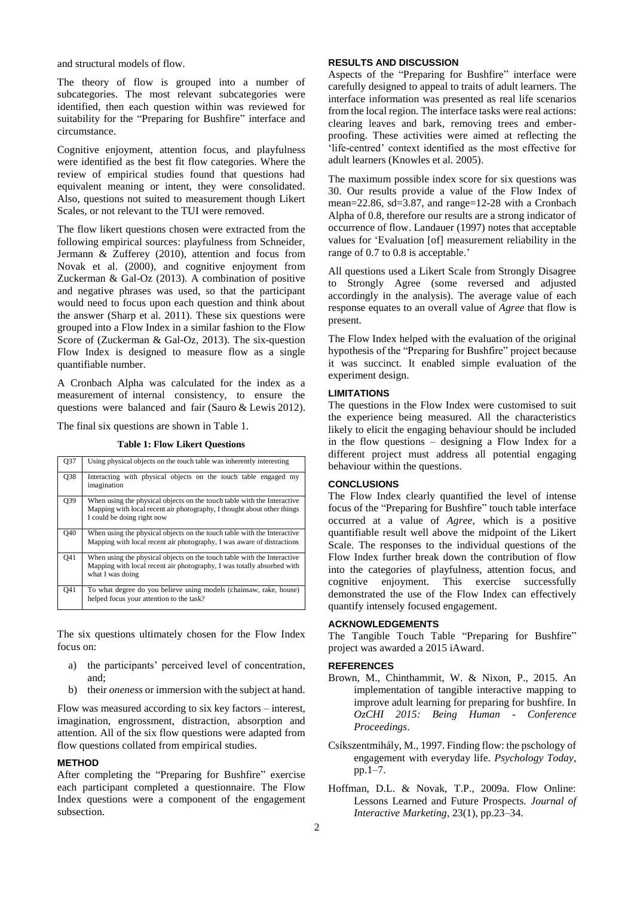and structural models of flow.

The theory of flow is grouped into a number of subcategories. The most relevant subcategories were identified, then each question within was reviewed for suitability for the "Preparing for Bushfire" interface and circumstance.

Cognitive enjoyment, attention focus, and playfulness were identified as the best fit flow categories. Where the review of empirical studies found that questions had equivalent meaning or intent, they were consolidated. Also, questions not suited to measurement though Likert Scales, or not relevant to the TUI were removed.

The flow likert questions chosen were extracted from the following empirical sources: playfulness from Schneider, Jermann & Zufferey (2010), attention and focus from Novak et al. (2000), and cognitive enjoyment from Zuckerman & Gal-Oz (2013). A combination of positive and negative phrases was used, so that the participant would need to focus upon each question and think about the answer (Sharp et al. 2011). These six questions were grouped into a Flow Index in a similar fashion to the Flow Score of (Zuckerman & Gal-Oz, 2013). The six-question Flow Index is designed to measure flow as a single quantifiable number.

A Cronbach Alpha was calculated for the index as a measurement of internal consistency, to ensure the questions were balanced and fair (Sauro & Lewis 2012).

The final six questions are shown in Table 1.

**Table 1: Flow Likert Questions**

| | |
|---|---|
| Q37 | Using physical objects on the touch table was inherently interesting |
| Q38 | Interacting with physical objects on the touch table engaged my imagination |
| Q39 | When using the physical objects on the touch table with the Interactive Mapping with local recent air photography, I thought about other things I could be doing right now |
| Q40 | When using the physical objects on the touch table with the Interactive Mapping with local recent air photography, I was aware of distractions |
| Q41 | When using the physical objects on the touch table with the Interactive Mapping with local recent air photography, I was totally absorbed with what I was doing |
| Q41 | To what degree do you believe using models (chainsaw, rake, house) helped focus your attention to the task? |

The six questions ultimately chosen for the Flow Index focus on:

a) the participants' perceived level of concentration, and;
b) their *oneness* or immersion with the subject at hand.

Flow was measured according to six key factors – interest, imagination, engrossment, distraction, absorption and attention. All of the six flow questions were adapted from flow questions collated from empirical studies.

## METHOD

After completing the "Preparing for Bushfire" exercise each participant completed a questionnaire. The Flow Index questions were a component of the engagement subsection.

## RESULTS AND DISCUSSION

Aspects of the "Preparing for Bushfire" interface were carefully designed to appeal to traits of adult learners. The interface information was presented as real life scenarios from the local region. The interface tasks were real actions: clearing leaves and bark, removing trees and ember-proofing. These activities were aimed at reflecting the 'life-centred' context identified as the most effective for adult learners (Knowles et al. 2005).

The maximum possible index score for six questions was 30. Our results provide a value of the Flow Index of mean=22.86, sd=3.87, and range=12-28 with a Cronbach Alpha of 0.8, therefore our results are a strong indicator of occurrence of flow. Landauer (1997) notes that acceptable values for 'Evaluation [of] measurement reliability in the range of 0.7 to 0.8 is acceptable.'

All questions used a Likert Scale from Strongly Disagree to Strongly Agree (some reversed and adjusted accordingly in the analysis). The average value of each response equates to an overall value of *Agree* that flow is present.

The Flow Index helped with the evaluation of the original hypothesis of the "Preparing for Bushfire" project because it was succinct. It enabled simple evaluation of the experiment design.

## LIMITATIONS

The questions in the Flow Index were customised to suit the experience being measured. All the characteristics likely to elicit the engaging behaviour should be included in the flow questions – designing a Flow Index for a different project must address all potential engaging behaviour within the questions.

## CONCLUSIONS

The Flow Index clearly quantified the level of intense focus of the "Preparing for Bushfire" touch table interface occurred at a value of *Agree*, which is a positive quantifiable result well above the midpoint of the Likert Scale. The responses to the individual questions of the Flow Index further break down the contribution of flow into the categories of playfulness, attention focus, and cognitive enjoyment. This exercise successfully demonstrated the use of the Flow Index can effectively quantify intensely focused engagement.

## ACKNOWLEDGEMENTS

The Tangible Touch Table "Preparing for Bushfire" project was awarded a 2015 iAward.

## REFERENCES

Brown, M., Chinthammit, W. & Nixon, P., 2015. An implementation of tangible interactive mapping to improve adult learning for preparing for bushfire. In *OzCHI 2015: Being Human - Conference Proceedings*.

Csíkszentmihály, M., 1997. Finding flow: the pschology of engagement with everyday life. *Psychology Today*, pp.1–7.

Hoffman, D.L. & Novak, T.P., 2009a. Flow Online: Lessons Learned and Future Prospects. *Journal of Interactive Marketing*, 23(1), pp.23–34.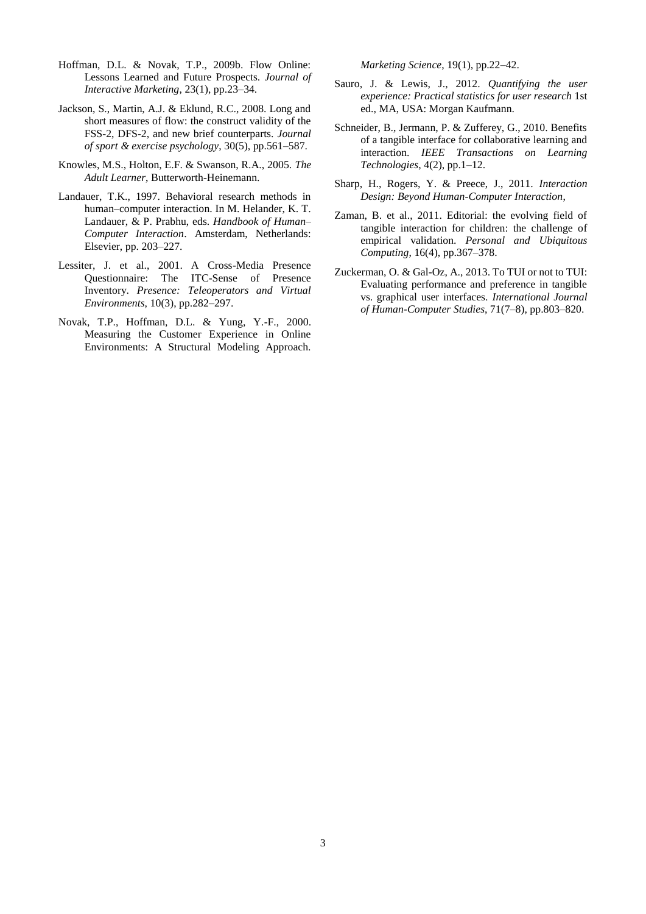Hoffman, D.L. & Novak, T.P., 2009b. Flow Online: Lessons Learned and Future Prospects. *Journal of Interactive Marketing*, 23(1), pp.23–34.

Jackson, S., Martin, A.J. & Eklund, R.C., 2008. Long and short measures of flow: the construct validity of the FSS-2, DFS-2, and new brief counterparts. *Journal of sport & exercise psychology*, 30(5), pp.561–587.

Knowles, M.S., Holton, E.F. & Swanson, R.A., 2005. *The Adult Learner*, Butterworth-Heinemann.

Landauer, T.K., 1997. Behavioral research methods in human–computer interaction. In M. Helander, K. T. Landauer, & P. Prabhu, eds. *Handbook of Human–Computer Interaction*. Amsterdam, Netherlands: Elsevier, pp. 203–227.

Lessiter, J. et al., 2001. A Cross-Media Presence Questionnaire: The ITC-Sense of Presence Inventory. *Presence: Teleoperators and Virtual Environments*, 10(3), pp.282–297.

Novak, T.P., Hoffman, D.L. & Yung, Y.-F., 2000. Measuring the Customer Experience in Online Environments: A Structural Modeling Approach. *Marketing Science*, 19(1), pp.22–42.

Sauro, J. & Lewis, J., 2012. *Quantifying the user experience: Practical statistics for user research* 1st ed., MA, USA: Morgan Kaufmann.

Schneider, B., Jermann, P. & Zufferey, G., 2010. Benefits of a tangible interface for collaborative learning and interaction. *IEEE Transactions on Learning Technologies*, 4(2), pp.1–12.

Sharp, H., Rogers, Y. & Preece, J., 2011. *Interaction Design: Beyond Human-Computer Interaction,*

Zaman, B. et al., 2011. Editorial: the evolving field of tangible interaction for children: the challenge of empirical validation. *Personal and Ubiquitous Computing*, 16(4), pp.367–378.

Zuckerman, O. & Gal-Oz, A., 2013. To TUI or not to TUI: Evaluating performance and preference in tangible vs. graphical user interfaces. *International Journal of Human-Computer Studies*, 71(7–8), pp.803–820.